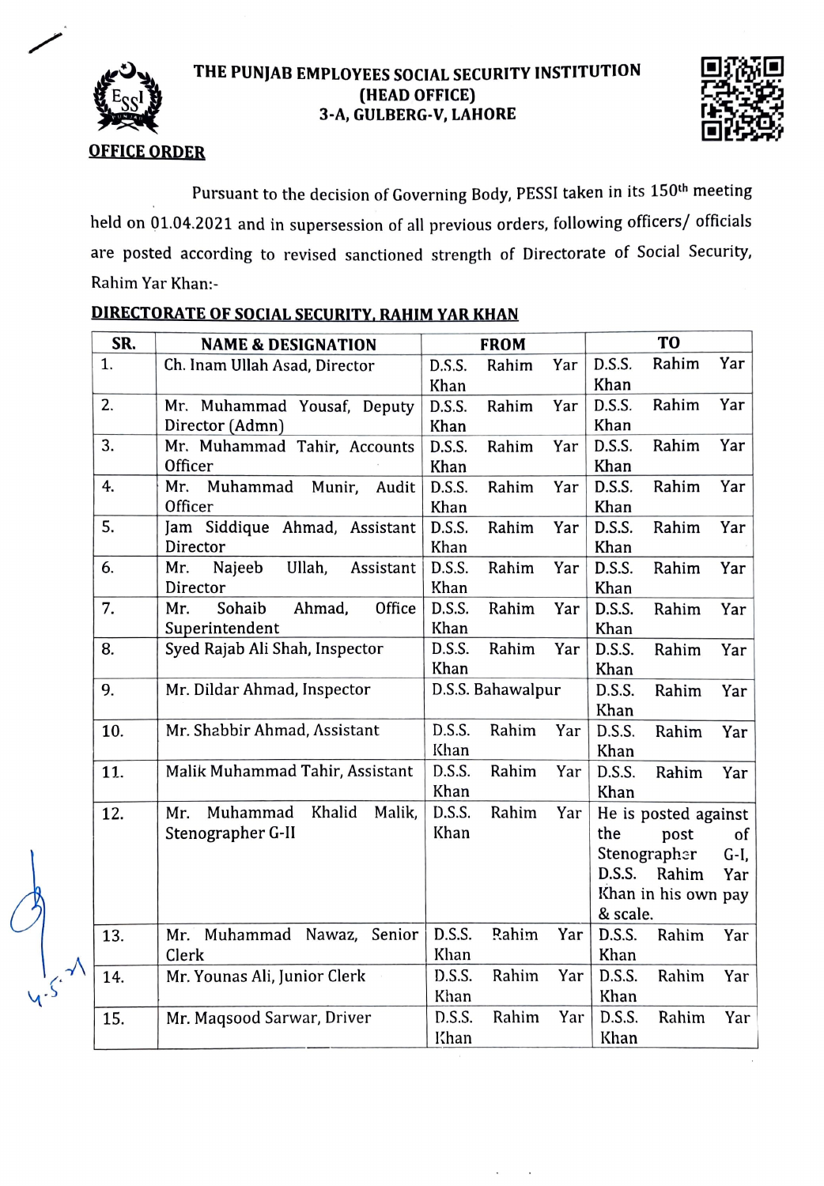# THE PUNJAB EMPLOYEES SOCIAL SECURITY INSTITUTION
## (HEAD OFFICE)
## 3-A, GULBERG-V, LAHORE

**OFFICE ORDER**

Pursuant to the decision of Governing Body, PESSI taken in its 150th meeting held on 01.04.2021 and in supersession of all previous orders, following officers/ officials are posted according to revised sanctioned strength of Directorate of Social Security, Rahim Yar Khan:-

**DIRECTORATE OF SOCIAL SECURITY, RAHIM YAR KHAN**

| SR. | NAME & DESIGNATION | FROM | TO |
|---|---|---|---|
| 1. | Ch. Inam Ullah Asad, Director | D.S.S. Rahim Yar Khan | D.S.S. Rahim Yar Khan |
| 2. | Mr. Muhammad Yousaf, Deputy Director (Admn) | D.S.S. Rahim Yar Khan | D.S.S. Rahim Yar Khan |
| 3. | Mr. Muhammad Tahir, Accounts Officer | D.S.S. Rahim Yar Khan | D.S.S. Rahim Yar Khan |
| 4. | Mr. Muhammad Munir, Audit Officer | D.S.S. Rahim Yar Khan | D.S.S. Rahim Yar Khan |
| 5. | Jam Siddique Ahmad, Assistant Director | D.S.S. Rahim Yar Khan | D.S.S. Rahim Yar Khan |
| 6. | Mr. Najeeb Ullah, Assistant Director | D.S.S. Rahim Yar Khan | D.S.S. Rahim Yar Khan |
| 7. | Mr. Sohaib Ahmad, Office Superintendent | D.S.S. Rahim Yar Khan | D.S.S. Rahim Yar Khan |
| 8. | Syed Rajab Ali Shah, Inspector | D.S.S. Rahim Yar Khan | D.S.S. Rahim Yar Khan |
| 9. | Mr. Dildar Ahmad, Inspector | D.S.S. Bahawalpur | D.S.S. Rahim Yar Khan |
| 10. | Mr. Shabbir Ahmad, Assistant | D.S.S. Rahim Yar Khan | D.S.S. Rahim Yar Khan |
| 11. | Malik Muhammad Tahir, Assistant | D.S.S. Rahim Yar Khan | D.S.S. Rahim Yar Khan |
| 12. | Mr. Muhammad Khalid Malik, Stenographer G-II | D.S.S. Rahim Yar Khan | He is posted against the post of Stenographer G-I, D.S.S. Rahim Yar Khan in his own pay & scale. |
| 13. | Mr. Muhammad Nawaz, Senior Clerk | D.S.S. Rahim Yar Khan | D.S.S. Rahim Yar Khan |
| 14. | Mr. Younas Ali, Junior Clerk | D.S.S. Rahim Yar Khan | D.S.S. Rahim Yar Khan |
| 15. | Mr. Maqsood Sarwar, Driver | D.S.S. Rahim Yar Khan | D.S.S. Rahim Yar Khan |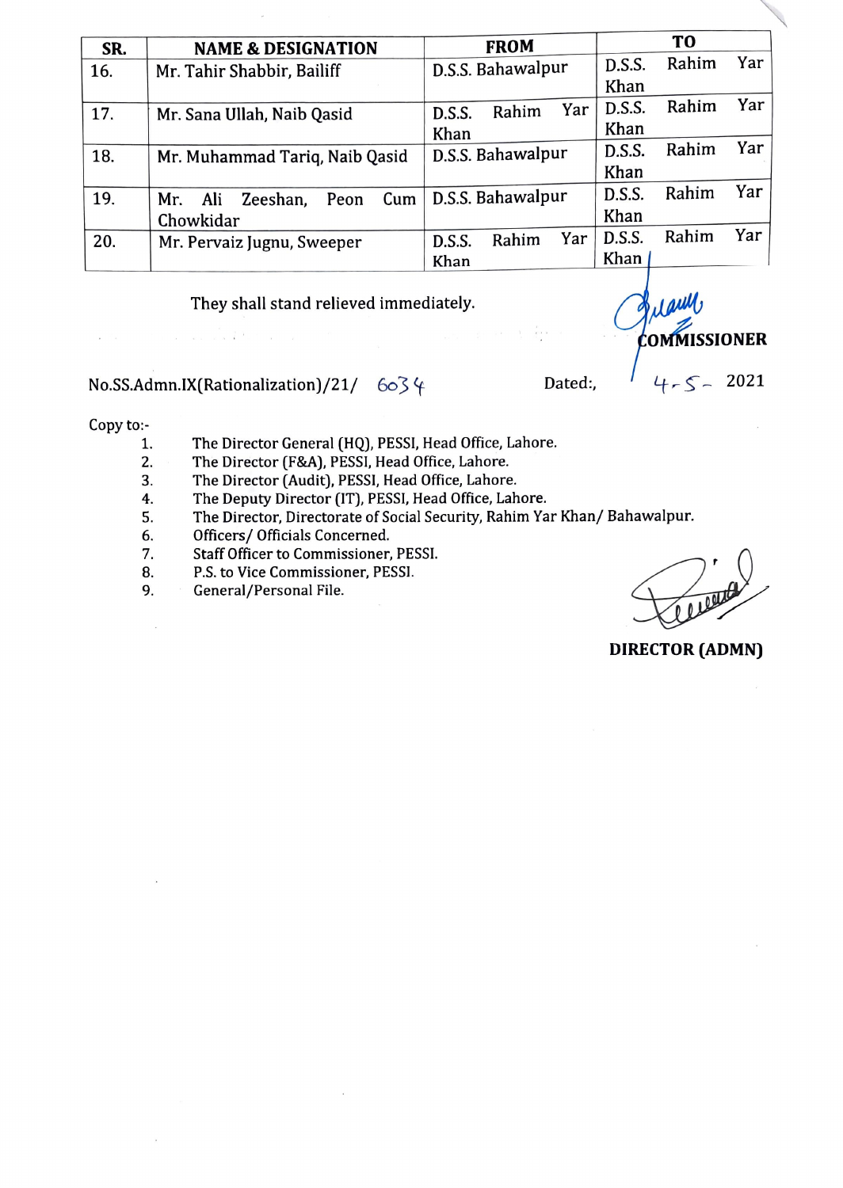| SR. | NAME & DESIGNATION | FROM | TO |
|---|---|---|---|
| 16. | Mr. Tahir Shabbir, Bailiff | D.S.S. Bahawalpur | D.S.S. Rahim Yar Khan |
| 17. | Mr. Sana Ullah, Naib Qasid | D.S.S. Rahim Yar Khan | D.S.S. Rahim Yar Khan |
| 18. | Mr. Muhammad Tariq, Naib Qasid | D.S.S. Bahawalpur | D.S.S. Rahim Yar Khan |
| 19. | Mr. Ali Zeeshan, Peon Cum Chowkidar | D.S.S. Bahawalpur | D.S.S. Rahim Yar Khan |
| 20. | Mr. Pervaiz Jugnu, Sweeper | D.S.S. Rahim Yar Khan | D.S.S. Rahim Yar Khan |

They shall stand relieved immediately.

**COMMISSIONER**

No.SS.Admn.IX(Rationalization)/21/ 6034 Dated:, 4-5- 2021

Copy to:-

1. The Director General (HQ), PESSI, Head Office, Lahore.
2. The Director (F&A), PESSI, Head Office, Lahore.
3. The Director (Audit), PESSI, Head Office, Lahore.
4. The Deputy Director (IT), PESSI, Head Office, Lahore.
5. The Director, Directorate of Social Security, Rahim Yar Khan/ Bahawalpur.
6. Officers/ Officials Concerned.
7. Staff Officer to Commissioner, PESSI.
8. P.S. to Vice Commissioner, PESSI.
9. General/Personal File.

**DIRECTOR (ADMN)**